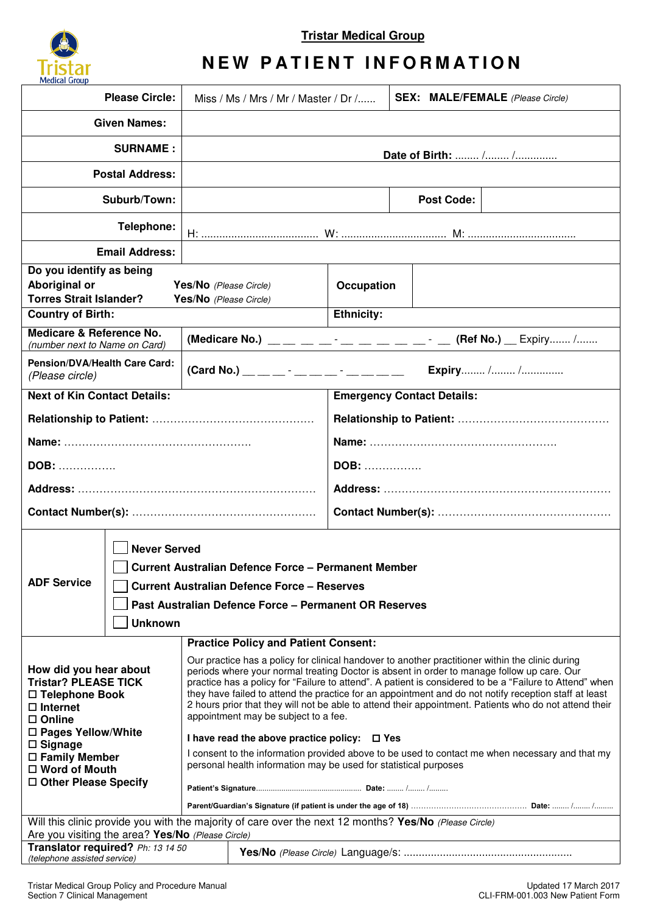**Tristar Medical Group**

# NEW PATIENT INFORMATION

| | |
|---|---|
| **Please Circle:** | Miss / Ms / Mrs / Mr / Master / Dr /...... **SEX: MALE/FEMALE** *(Please Circle)* |
| **Given Names:** | |
| **SURNAME :** | **Date of Birth:** ........ /........ /.............. |
| **Postal Address:** | |
| **Suburb/Town:** | **Post Code:** |
| **Telephone:** | H: ....................................... W: .................................. M: .................................... |
| **Email Address:** | |

| | |
|---|---|
| **Do you identify as being Aboriginal or** **Yes/No** *(Please Circle)* **Torres Strait Islander?** **Yes/No** *(Please Circle)* | **Occupation** |
| **Country of Birth:** | **Ethnicity:** |

| | |
|---|---|
| **Medicare & Reference No.** *(number next to Name on Card)* | **(Medicare No.)** __ __ __ __ - __ __ __ __ __ - __ **(Ref No.)** __ Expiry....... /....... |
| **Pension/DVA/Health Care Card:** *(Please circle)* | **(Card No.)** __ __ __ - __ __ __ - __ __ __ __ **Expiry**........ /........ /.............. |

| **Next of Kin Contact Details:** | **Emergency Contact Details:** |
|---|---|
| **Relationship to Patient:** ............................................ | **Relationship to Patient:** ......................................... |
| **Name:** .................................................. | **Name:** .................................................. |
| **DOB:** ................ | **DOB:** ................ |
| **Address:** ................................................................ | **Address:** ............................................................. |
| **Contact Number(s):** ................................................. | **Contact Number(s):** ............................................... |

**ADF Service**

- ☐ **Never Served**
- ☐ **Current Australian Defence Force – Permanent Member**
- ☐ **Current Australian Defence Force – Reserves**
- ☐ **Past Australian Defence Force – Permanent OR Reserves**
- ☐ **Unknown**

**How did you hear about Tristar? PLEASE TICK**

- ☐ **Telephone Book**
- ☐ **Internet**
- ☐ **Online**
- ☐ **Pages Yellow/White**
- ☐ **Signage**
- ☐ **Family Member**
- ☐ **Word of Mouth**
- ☐ **Other Please Specify**

**Practice Policy and Patient Consent:**

Our practice has a policy for clinical handover to another practitioner within the clinic during periods where your normal treating Doctor is absent in order to manage follow up care. Our practice has a policy for "Failure to attend". A patient is considered to be a "Failure to Attend" when they have failed to attend the practice for an appointment and do not notify reception staff at least 2 hours prior that they will not be able to attend their appointment. Patients who do not attend their appointment may be subject to a fee.

**I have read the above practice policy:** ☐ **Yes**

I consent to the information provided above to be used to contact me when necessary and that my personal health information may be used for statistical purposes

**Patient's Signature**................................................. **Date:** ........ /........ /.........

**Parent/Guardian's Signature (if patient is under the age of 18)** .............................................. **Date:** ........ /........ /.........

Will this clinic provide you with the majority of care over the next 12 months? **Yes/No** *(Please Circle)*

Are you visiting the area? **Yes/No** *(Please Circle)*

| | |
|---|---|
| **Translator required?** *Ph: 13 14 50 (telephone assisted service)* | **Yes/No** *(Please Circle)* Language/s: ....................................................... |

Tristar Medical Group Policy and Procedure Manual
Section 7 Clinical Management

Updated 17 March 2017
CLI-FRM-001.003 New Patient Form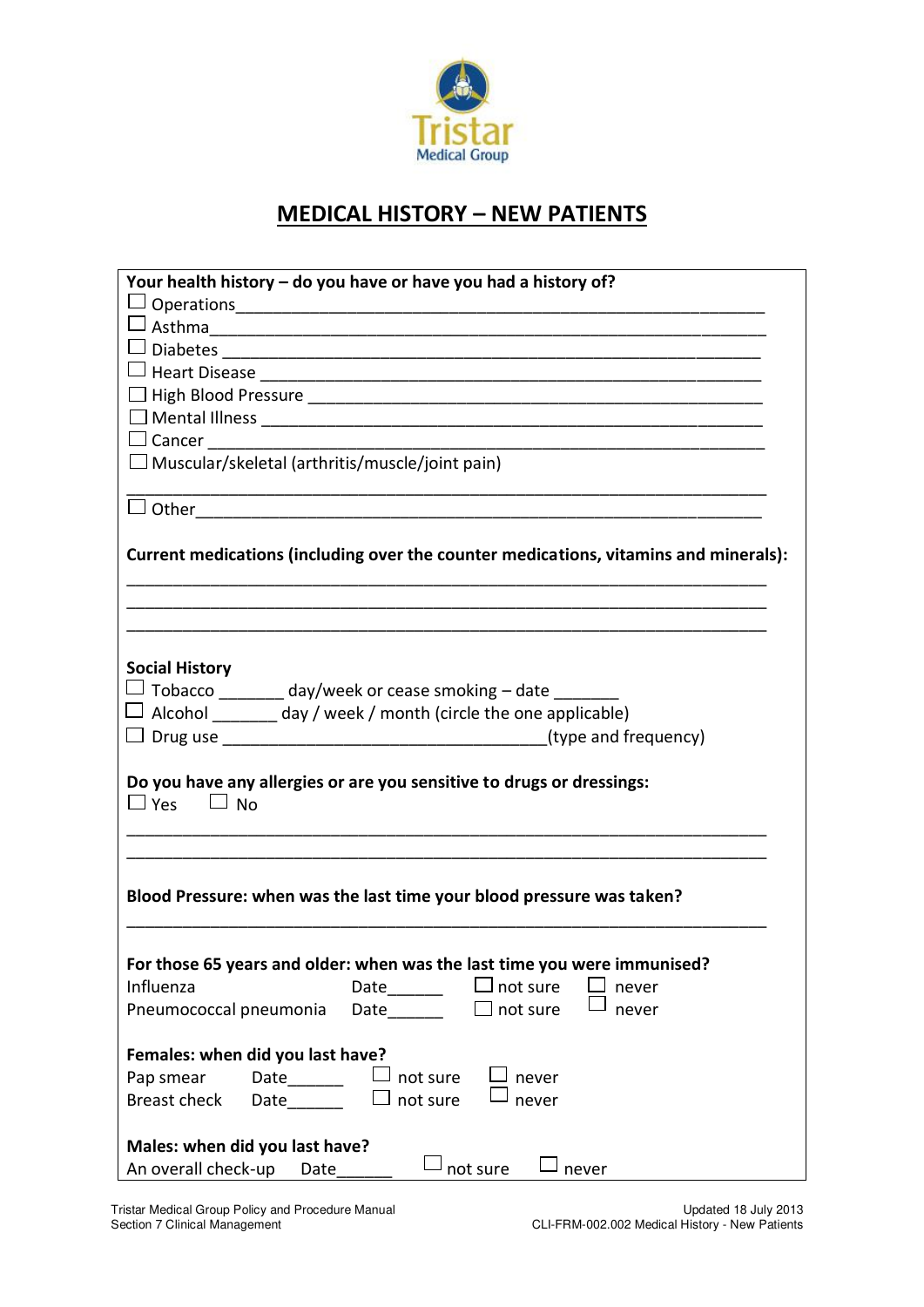Tristar Medical Group

# MEDICAL HISTORY – NEW PATIENTS

**Your health history – do you have or have you had a history of?**

☐ Operations_______________________________________________________________

☐ Asthma_________________________________________________________________

☐ Diabetes ________________________________________________________________

☐ Heart Disease ____________________________________________________________

☐ High Blood Pressure _______________________________________________________

☐ Mental Illness ____________________________________________________________

☐ Cancer __________________________________________________________________

☐ Muscular/skeletal (arthritis/muscle/joint pain)

_________________________________________________________________________

☐ Other____________________________________________________________________

**Current medications (including over the counter medications, vitamins and minerals):**

_________________________________________________________________________

_________________________________________________________________________

_________________________________________________________________________

**Social History**

☐ Tobacco _______ day/week or cease smoking – date _______

☐ Alcohol _______ day / week / month (circle the one applicable)

☐ Drug use ___________________________________(type and frequency)

**Do you have any allergies or are you sensitive to drugs or dressings:**

☐ Yes ☐ No

_________________________________________________________________________

_________________________________________________________________________

**Blood Pressure: when was the last time your blood pressure was taken?**

_________________________________________________________________________

**For those 65 years and older: when was the last time you were immunised?**

| | | | |
|---|---|---|---|
| Influenza | Date______ | ☐ not sure | ☐ never |
| Pneumococcal pneumonia | Date______ | ☐ not sure | ☐ never |

**Females: when did you last have?**

| | | | |
|---|---|---|---|
| Pap smear | Date______ | ☐ not sure | ☐ never |
| Breast check | Date______ | ☐ not sure | ☐ never |

**Males: when did you last have?**

| | | | |
|---|---|---|---|
| An overall check-up | Date______ | ☐ not sure | ☐ never |

Tristar Medical Group Policy and Procedure Manual
Section 7 Clinical Management

Updated 18 July 2013
CLI-FRM-002.002 Medical History - New Patients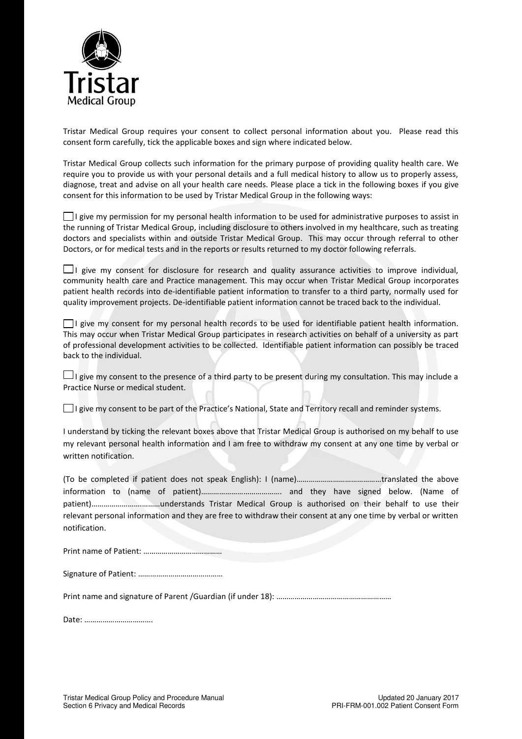Tristar
Medical Group

Tristar Medical Group requires your consent to collect personal information about you. Please read this consent form carefully, tick the applicable boxes and sign where indicated below.

Tristar Medical Group collects such information for the primary purpose of providing quality health care. We require you to provide us with your personal details and a full medical history to allow us to properly assess, diagnose, treat and advise on all your health care needs. Please place a tick in the following boxes if you give consent for this information to be used by Tristar Medical Group in the following ways:

☐ I give my permission for my personal health information to be used for administrative purposes to assist in the running of Tristar Medical Group, including disclosure to others involved in my healthcare, such as treating doctors and specialists within and outside Tristar Medical Group. This may occur through referral to other Doctors, or for medical tests and in the reports or results returned to my doctor following referrals.

☐ I give my consent for disclosure for research and quality assurance activities to improve individual, community health care and Practice management. This may occur when Tristar Medical Group incorporates patient health records into de-identifiable patient information to transfer to a third party, normally used for quality improvement projects. De-identifiable patient information cannot be traced back to the individual.

☐ I give my consent for my personal health records to be used for identifiable patient health information. This may occur when Tristar Medical Group participates in research activities on behalf of a university as part of professional development activities to be collected. Identifiable patient information can possibly be traced back to the individual.

☐ I give my consent to the presence of a third party to be present during my consultation. This may include a Practice Nurse or medical student.

☐ I give my consent to be part of the Practice's National, State and Territory recall and reminder systems.

I understand by ticking the relevant boxes above that Tristar Medical Group is authorised on my behalf to use my relevant personal health information and I am free to withdraw my consent at any one time by verbal or written notification.

(To be completed if patient does not speak English): I (name)……………………………………translated the above information to (name of patient)………………………………… and they have signed below. (Name of patient)……………………………understands Tristar Medical Group is authorised on their behalf to use their relevant personal information and they are free to withdraw their consent at any one time by verbal or written notification.

Print name of Patient: …………………………………

Signature of Patient: ……………………………………

Print name and signature of Parent /Guardian (if under 18): …………………………………………………

Date: ……………………………

Tristar Medical Group Policy and Procedure Manual
Section 6 Privacy and Medical Records

Updated 20 January 2017
PRI-FRM-001.002 Patient Consent Form